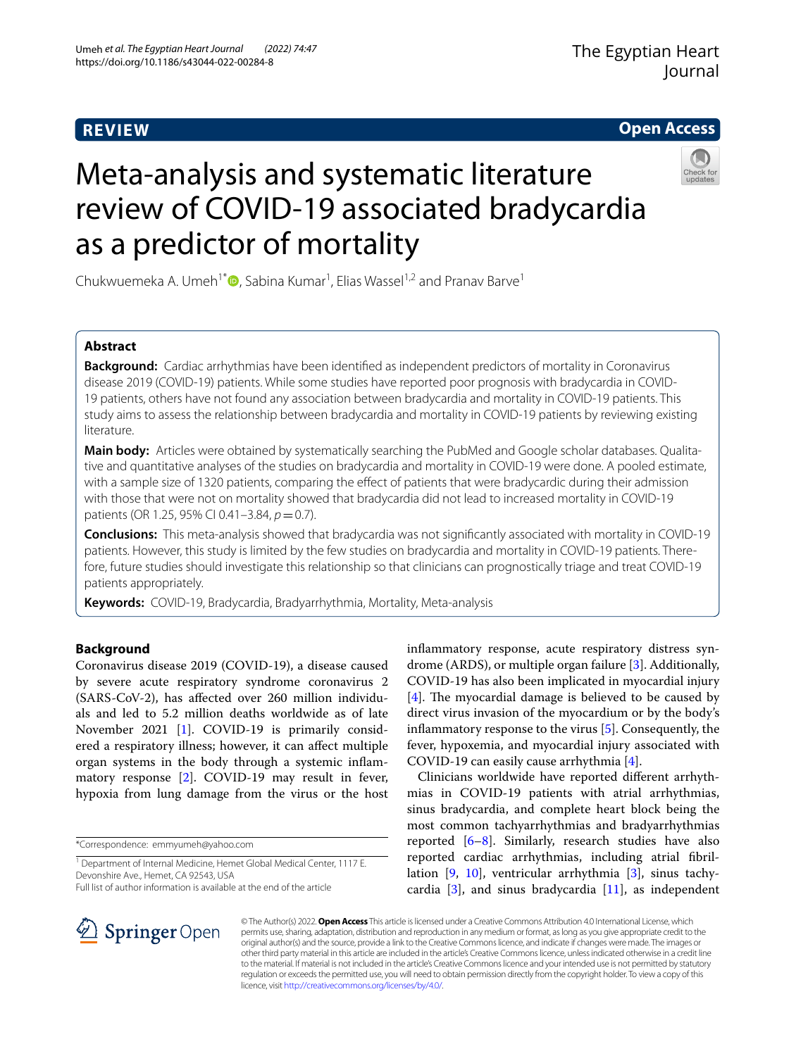**REVIEW** | **Open Access**

# Meta-analysis and systematic literature review of COVID-19 associated bradycardia as a predictor of mortality

Chukwuemeka A. Umeh[1*], Sabina Kumar[1], Elias Wassel[1,2] and Pranav Barve[1]

## Abstract

**Background:** Cardiac arrhythmias have been identified as independent predictors of mortality in Coronavirus disease 2019 (COVID-19) patients. While some studies have reported poor prognosis with bradycardia in COVID-19 patients, others have not found any association between bradycardia and mortality in COVID-19 patients. This study aims to assess the relationship between bradycardia and mortality in COVID-19 patients by reviewing existing literature.

**Main body:** Articles were obtained by systematically searching the PubMed and Google scholar databases. Qualitative and quantitative analyses of the studies on bradycardia and mortality in COVID-19 were done. A pooled estimate, with a sample size of 1320 patients, comparing the effect of patients that were bradycardic during their admission with those that were not on mortality showed that bradycardia did not lead to increased mortality in COVID-19 patients (OR 1.25, 95% CI 0.41–3.84, $p = 0.7$).

**Conclusions:** This meta-analysis showed that bradycardia was not significantly associated with mortality in COVID-19 patients. However, this study is limited by the few studies on bradycardia and mortality in COVID-19 patients. Therefore, future studies should investigate this relationship so that clinicians can prognostically triage and treat COVID-19 patients appropriately.

**Keywords:** COVID-19, Bradycardia, Bradyarrhythmia, Mortality, Meta-analysis

## Background

Coronavirus disease 2019 (COVID-19), a disease caused by severe acute respiratory syndrome coronavirus 2 (SARS-CoV-2), has affected over 260 million individuals and led to 5.2 million deaths worldwide as of late November 2021 [1]. COVID-19 is primarily considered a respiratory illness; however, it can affect multiple organ systems in the body through a systemic inflammatory response [2]. COVID-19 may result in fever, hypoxia from lung damage from the virus or the host inflammatory response, acute respiratory distress syndrome (ARDS), or multiple organ failure [3]. Additionally, COVID-19 has also been implicated in myocardial injury [4]. The myocardial damage is believed to be caused by direct virus invasion of the myocardium or by the body's inflammatory response to the virus [5]. Consequently, the fever, hypoxemia, and myocardial injury associated with COVID-19 can easily cause arrhythmia [4].

Clinicians worldwide have reported different arrhythmias in COVID-19 patients with atrial arrhythmias, sinus bradycardia, and complete heart block being the most common tachyarrhythmias and bradyarrhythmias reported [6–8]. Similarly, research studies have also reported cardiac arrhythmias, including atrial fibrillation [9, 10], ventricular arrhythmia [3], sinus tachycardia [3], and sinus bradycardia [11], as independent

*Correspondence: emmyumeh@yahoo.com

[1] Department of Internal Medicine, Hemet Global Medical Center, 1117 E. Devonshire Ave., Hemet, CA 92543, USA

Full list of author information is available at the end of the article

© The Author(s) 2022. **Open Access** This article is licensed under a Creative Commons Attribution 4.0 International License, which permits use, sharing, adaptation, distribution and reproduction in any medium or format, as long as you give appropriate credit to the original author(s) and the source, provide a link to the Creative Commons licence, and indicate if changes were made. The images or other third party material in this article are included in the article's Creative Commons licence, unless indicated otherwise in a credit line to the material. If material is not included in the article's Creative Commons licence and your intended use is not permitted by statutory regulation or exceeds the permitted use, you will need to obtain permission directly from the copyright holder. To view a copy of this licence, visit http://creativecommons.org/licenses/by/4.0/.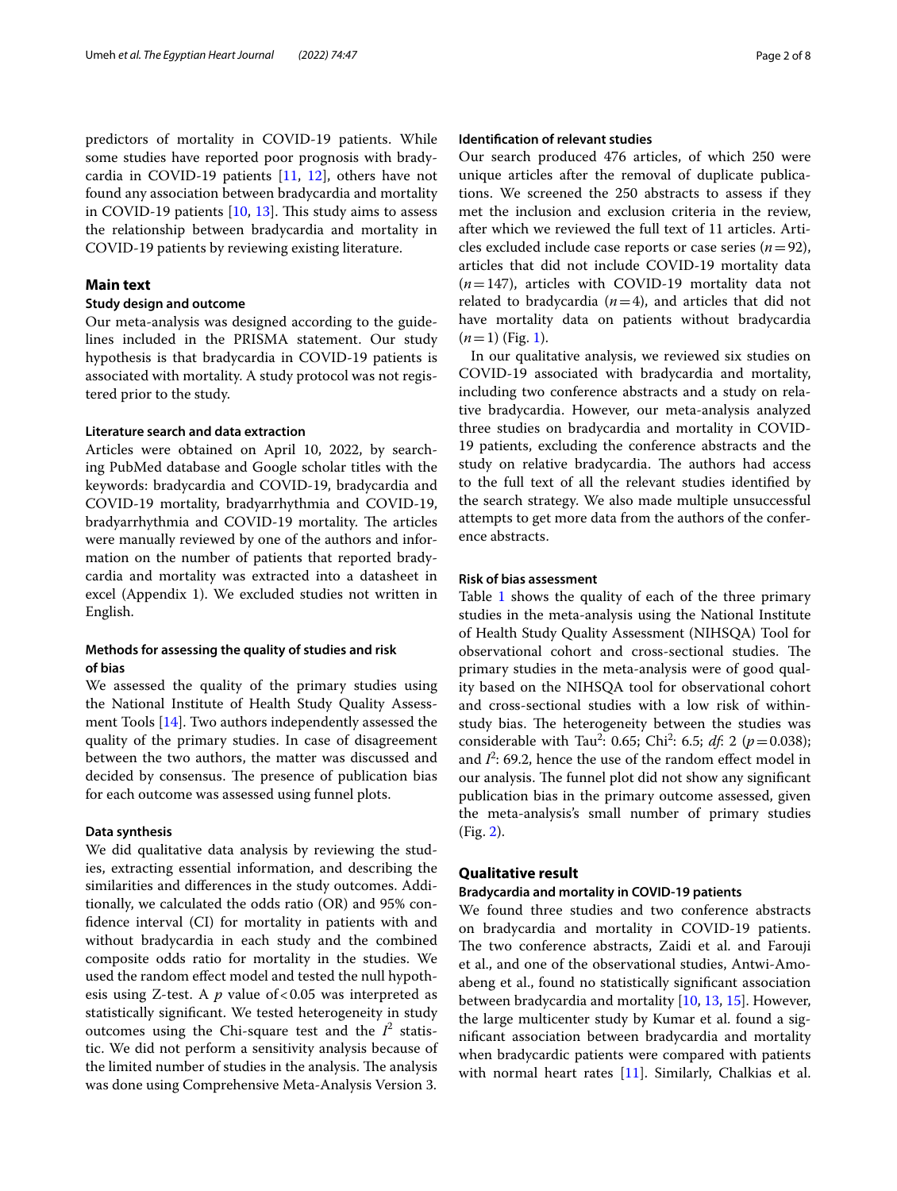predictors of mortality in COVID-19 patients. While some studies have reported poor prognosis with bradycardia in COVID-19 patients [11, 12], others have not found any association between bradycardia and mortality in COVID-19 patients [10, 13]. This study aims to assess the relationship between bradycardia and mortality in COVID-19 patients by reviewing existing literature.

## Main text

### Study design and outcome

Our meta-analysis was designed according to the guidelines included in the PRISMA statement. Our study hypothesis is that bradycardia in COVID-19 patients is associated with mortality. A study protocol was not registered prior to the study.

### Literature search and data extraction

Articles were obtained on April 10, 2022, by searching PubMed database and Google scholar titles with the keywords: bradycardia and COVID-19, bradycardia and COVID-19 mortality, bradyarrhythmia and COVID-19, bradyarrhythmia and COVID-19 mortality. The articles were manually reviewed by one of the authors and information on the number of patients that reported bradycardia and mortality was extracted into a datasheet in excel (Appendix 1). We excluded studies not written in English.

### Methods for assessing the quality of studies and risk of bias

We assessed the quality of the primary studies using the National Institute of Health Study Quality Assessment Tools [14]. Two authors independently assessed the quality of the primary studies. In case of disagreement between the two authors, the matter was discussed and decided by consensus. The presence of publication bias for each outcome was assessed using funnel plots.

### Data synthesis

We did qualitative data analysis by reviewing the studies, extracting essential information, and describing the similarities and differences in the study outcomes. Additionally, we calculated the odds ratio (OR) and 95% confidence interval (CI) for mortality in patients with and without bradycardia in each study and the combined composite odds ratio for mortality in the studies. We used the random effect model and tested the null hypothesis using Z-test. A $p$ value of $<0.05$ was interpreted as statistically significant. We tested heterogeneity in study outcomes using the Chi-square test and the $I^2$ statistic. We did not perform a sensitivity analysis because of the limited number of studies in the analysis. The analysis was done using Comprehensive Meta-Analysis Version 3.

### Identification of relevant studies

Our search produced 476 articles, of which 250 were unique articles after the removal of duplicate publications. We screened the 250 abstracts to assess if they met the inclusion and exclusion criteria in the review, after which we reviewed the full text of 11 articles. Articles excluded include case reports or case series ($n=92$), articles that did not include COVID-19 mortality data ($n=147$), articles with COVID-19 mortality data not related to bradycardia ($n=4$), and articles that did not have mortality data on patients without bradycardia ($n=1$) (Fig. 1).

In our qualitative analysis, we reviewed six studies on COVID-19 associated with bradycardia and mortality, including two conference abstracts and a study on relative bradycardia. However, our meta-analysis analyzed three studies on bradycardia and mortality in COVID-19 patients, excluding the conference abstracts and the study on relative bradycardia. The authors had access to the full text of all the relevant studies identified by the search strategy. We also made multiple unsuccessful attempts to get more data from the authors of the conference abstracts.

### Risk of bias assessment

Table 1 shows the quality of each of the three primary studies in the meta-analysis using the National Institute of Health Study Quality Assessment (NIHSQA) Tool for observational cohort and cross-sectional studies. The primary studies in the meta-analysis were of good quality based on the NIHSQA tool for observational cohort and cross-sectional studies with a low risk of within-study bias. The heterogeneity between the studies was considerable with Tau$^2$: 0.65; Chi$^2$: 6.5; *df*: 2 ($p=0.038$); and $I^2$: 69.2, hence the use of the random effect model in our analysis. The funnel plot did not show any significant publication bias in the primary outcome assessed, given the meta-analysis's small number of primary studies (Fig. 2).

## Qualitative result

### Bradycardia and mortality in COVID-19 patients

We found three studies and two conference abstracts on bradycardia and mortality in COVID-19 patients. The two conference abstracts, Zaidi et al. and Farouji et al., and one of the observational studies, Antwi-Amoabeng et al., found no statistically significant association between bradycardia and mortality [10, 13, 15]. However, the large multicenter study by Kumar et al. found a significant association between bradycardia and mortality when bradycardic patients were compared with patients with normal heart rates [11]. Similarly, Chalkias et al.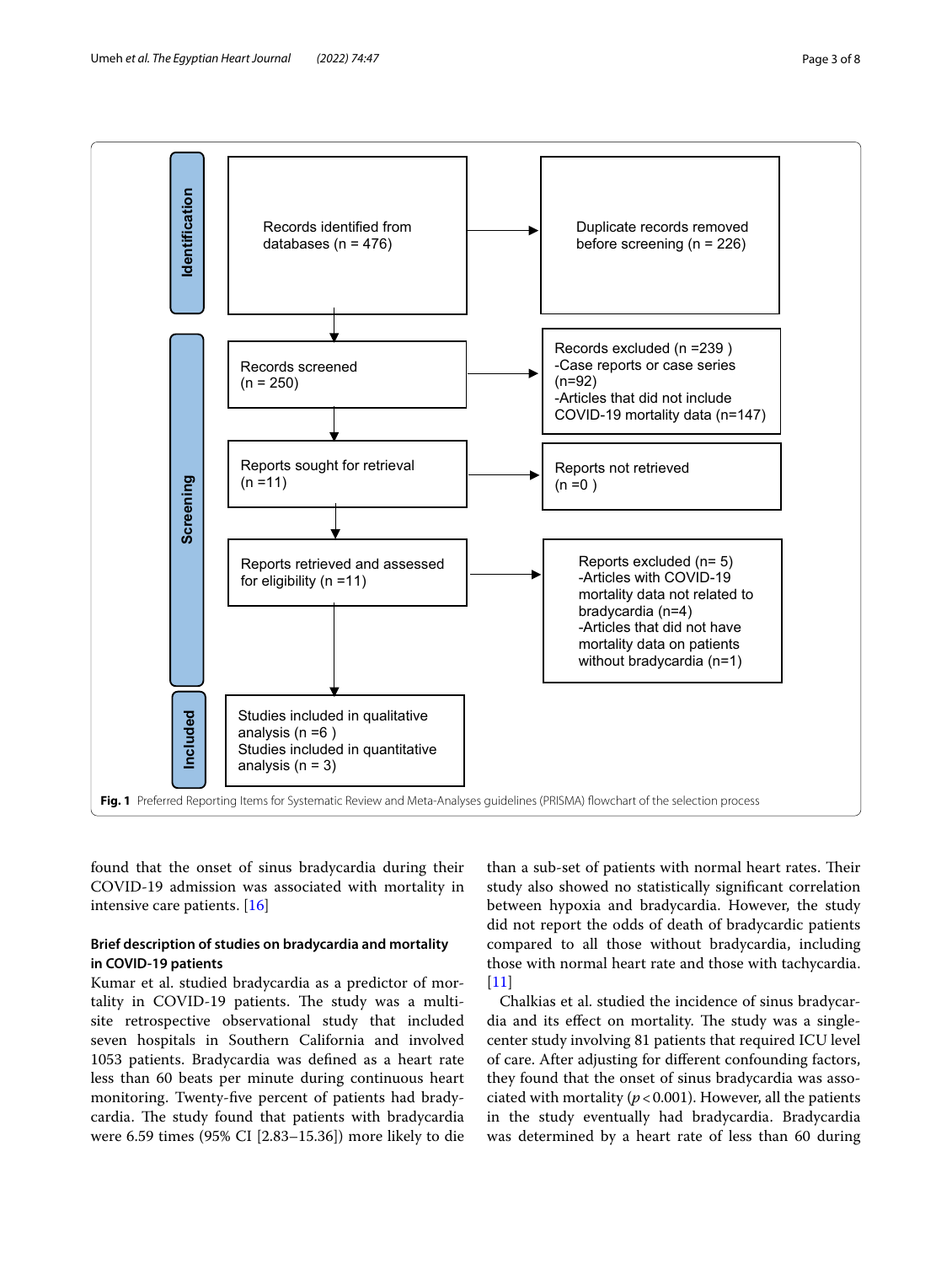Identification

| Records identified from databases (n = 476) | → | Duplicate records removed before screening (n = 226) |
|---|---|---|

Screening

| Records screened (n = 250) | → | Records excluded (n =239 ) -Case reports or case series (n=92) -Articles that did not include COVID-19 mortality data (n=147) |
|---|---|---|
| Reports sought for retrieval (n =11) | → | Reports not retrieved (n =0 ) |
| Reports retrieved and assessed for eligibility (n =11) | → | Reports excluded (n= 5) -Articles with COVID-19 mortality data not related to bradycardia (n=4) -Articles that did not have mortality data on patients without bradycardia (n=1) |

Included

Studies included in qualitative analysis (n =6 )
Studies included in quantitative analysis (n = 3)

**Fig. 1** Preferred Reporting Items for Systematic Review and Meta-Analyses guidelines (PRISMA) flowchart of the selection process

found that the onset of sinus bradycardia during their COVID-19 admission was associated with mortality in intensive care patients. [16]

### Brief description of studies on bradycardia and mortality in COVID-19 patients

Kumar et al. studied bradycardia as a predictor of mortality in COVID-19 patients. The study was a multisite retrospective observational study that included seven hospitals in Southern California and involved 1053 patients. Bradycardia was defined as a heart rate less than 60 beats per minute during continuous heart monitoring. Twenty-five percent of patients had bradycardia. The study found that patients with bradycardia were 6.59 times (95% CI [2.83–15.36]) more likely to die than a sub-set of patients with normal heart rates. Their study also showed no statistically significant correlation between hypoxia and bradycardia. However, the study did not report the odds of death of bradycardic patients compared to all those without bradycardia, including those with normal heart rate and those with tachycardia. [11]

Chalkias et al. studied the incidence of sinus bradycardia and its effect on mortality. The study was a single-center study involving 81 patients that required ICU level of care. After adjusting for different confounding factors, they found that the onset of sinus bradycardia was associated with mortality ($p < 0.001$). However, all the patients in the study eventually had bradycardia. Bradycardia was determined by a heart rate of less than 60 during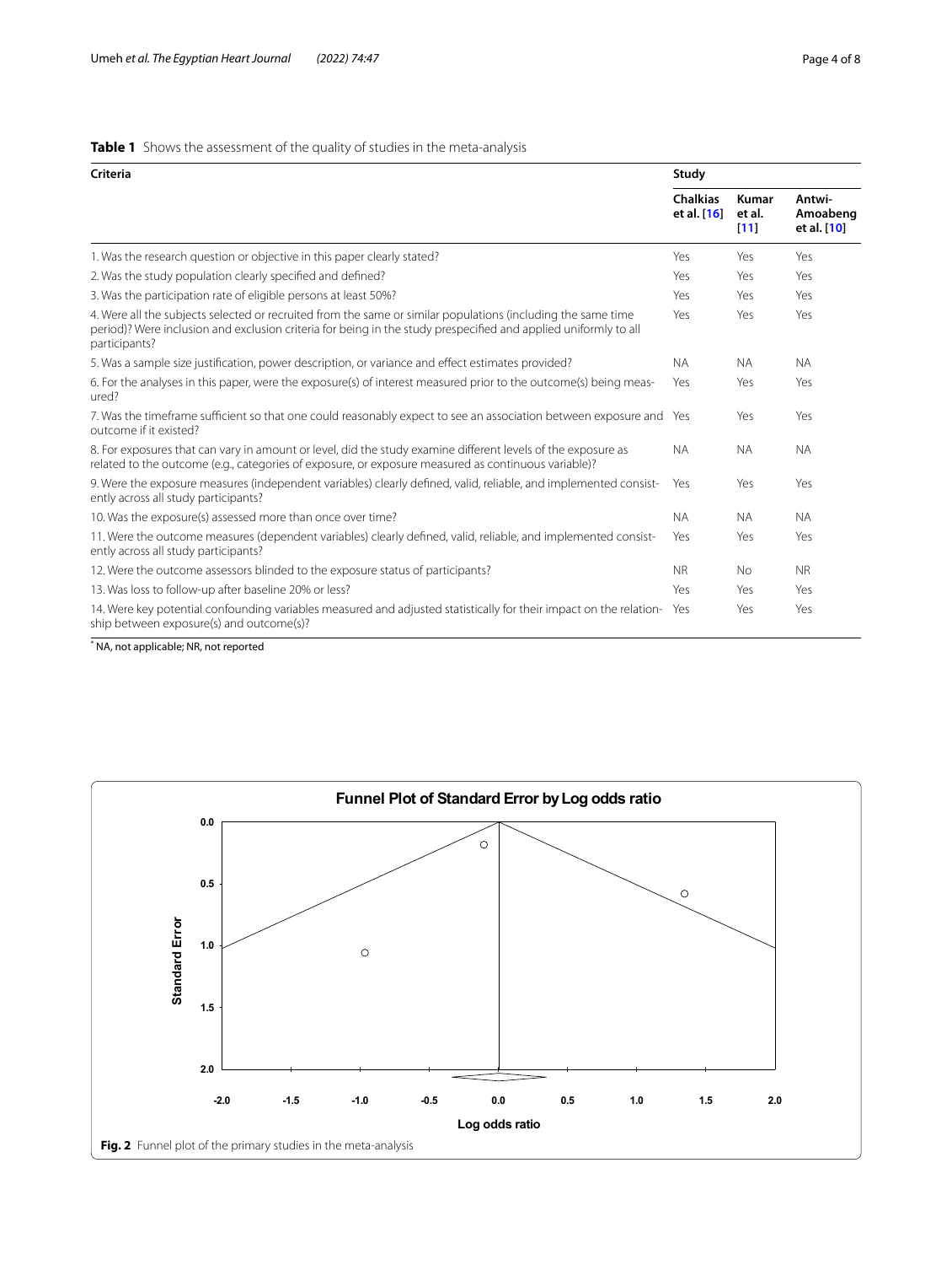**Table 1** Shows the assessment of the quality of studies in the meta-analysis

| Criteria | Study | | |
|---|---|---|---|
| | Chalkias et al. [16] | Kumar et al. [11] | Antwi-Amoabeng et al. [10] |
| 1. Was the research question or objective in this paper clearly stated? | Yes | Yes | Yes |
| 2. Was the study population clearly specified and defined? | Yes | Yes | Yes |
| 3. Was the participation rate of eligible persons at least 50%? | Yes | Yes | Yes |
| 4. Were all the subjects selected or recruited from the same or similar populations (including the same time period)? Were inclusion and exclusion criteria for being in the study prespecified and applied uniformly to all participants? | Yes | Yes | Yes |
| 5. Was a sample size justification, power description, or variance and effect estimates provided? | NA | NA | NA |
| 6. For the analyses in this paper, were the exposure(s) of interest measured prior to the outcome(s) being measured? | Yes | Yes | Yes |
| 7. Was the timeframe sufficient so that one could reasonably expect to see an association between exposure and outcome if it existed? | Yes | Yes | Yes |
| 8. For exposures that can vary in amount or level, did the study examine different levels of the exposure as related to the outcome (e.g., categories of exposure, or exposure measured as continuous variable)? | NA | NA | NA |
| 9. Were the exposure measures (independent variables) clearly defined, valid, reliable, and implemented consistently across all study participants? | Yes | Yes | Yes |
| 10. Was the exposure(s) assessed more than once over time? | NA | NA | NA |
| 11. Were the outcome measures (dependent variables) clearly defined, valid, reliable, and implemented consistently across all study participants? | Yes | Yes | Yes |
| 12. Were the outcome assessors blinded to the exposure status of participants? | NR | No | NR |
| 13. Was loss to follow-up after baseline 20% or less? | Yes | Yes | Yes |
| 14. Were key potential confounding variables measured and adjusted statistically for their impact on the relationship between exposure(s) and outcome(s)? | Yes | Yes | Yes |

[*] NA, not applicable; NR, not reported

**Fig. 2** Funnel plot of the primary studies in the meta-analysis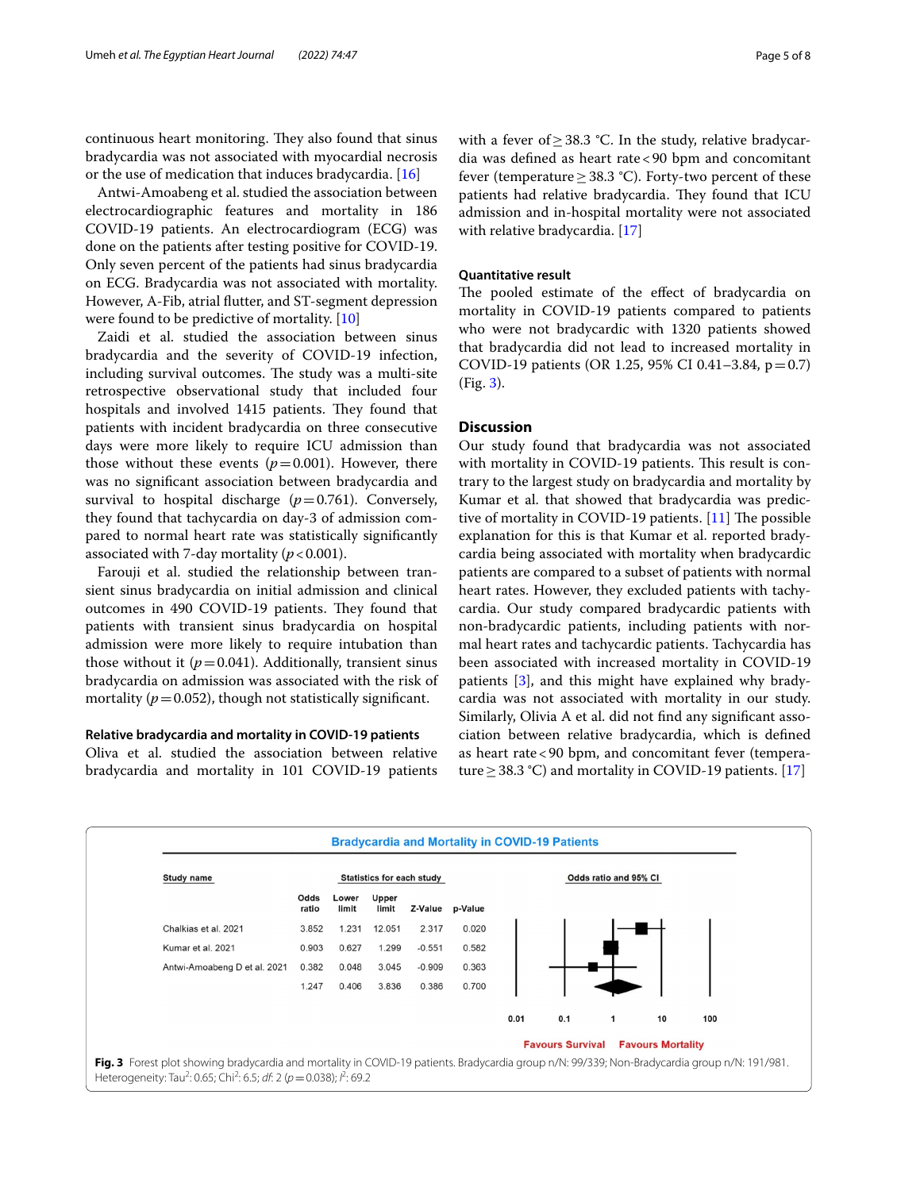continuous heart monitoring. They also found that sinus bradycardia was not associated with myocardial necrosis or the use of medication that induces bradycardia. [16]

Antwi-Amoabeng et al. studied the association between electrocardiographic features and mortality in 186 COVID-19 patients. An electrocardiogram (ECG) was done on the patients after testing positive for COVID-19. Only seven percent of the patients had sinus bradycardia on ECG. Bradycardia was not associated with mortality. However, A-Fib, atrial flutter, and ST-segment depression were found to be predictive of mortality. [10]

Zaidi et al. studied the association between sinus bradycardia and the severity of COVID-19 infection, including survival outcomes. The study was a multi-site retrospective observational study that included four hospitals and involved 1415 patients. They found that patients with incident bradycardia on three consecutive days were more likely to require ICU admission than those without these events ($p = 0.001$). However, there was no significant association between bradycardia and survival to hospital discharge ($p = 0.761$). Conversely, they found that tachycardia on day-3 of admission compared to normal heart rate was statistically significantly associated with 7-day mortality ($p < 0.001$).

Farouji et al. studied the relationship between transient sinus bradycardia on initial admission and clinical outcomes in 490 COVID-19 patients. They found that patients with transient sinus bradycardia on hospital admission were more likely to require intubation than those without it ($p = 0.041$). Additionally, transient sinus bradycardia on admission was associated with the risk of mortality ($p = 0.052$), though not statistically significant.

### Relative bradycardia and mortality in COVID-19 patients

Oliva et al. studied the association between relative bradycardia and mortality in 101 COVID-19 patients with a fever of ≥ 38.3 °C. In the study, relative bradycardia was defined as heart rate < 90 bpm and concomitant fever (temperature ≥ 38.3 °C). Forty-two percent of these patients had relative bradycardia. They found that ICU admission and in-hospital mortality were not associated with relative bradycardia. [17]

### Quantitative result

The pooled estimate of the effect of bradycardia on mortality in COVID-19 patients compared to patients who were not bradycardic with 1320 patients showed that bradycardia did not lead to increased mortality in COVID-19 patients (OR 1.25, 95% CI 0.41–3.84, $p = 0.7$) (Fig. 3).

## Discussion

Our study found that bradycardia was not associated with mortality in COVID-19 patients. This result is contrary to the largest study on bradycardia and mortality by Kumar et al. that showed that bradycardia was predictive of mortality in COVID-19 patients. [11] The possible explanation for this is that Kumar et al. reported bradycardia being associated with mortality when bradycardic patients are compared to a subset of patients with normal heart rates. However, they excluded patients with tachycardia. Our study compared bradycardic patients with non-bradycardic patients, including patients with normal heart rates and tachycardic patients. Tachycardia has been associated with increased mortality in COVID-19 patients [3], and this might have explained why bradycardia was not associated with mortality in our study. Similarly, Olivia A et al. did not find any significant association between relative bradycardia, which is defined as heart rate < 90 bpm, and concomitant fever (temperature ≥ 38.3 °C) and mortality in COVID-19 patients. [17]

**Bradycardia and Mortality in COVID-19 Patients**

| Study name | Odds ratio | Lower limit | Upper limit | Z-Value | p-Value |
|---|---|---|---|---|---|
| Chalkias et al. 2021 | 3.852 | 1.231 | 12.051 | 2.317 | 0.020 |
| Kumar et al. 2021 | 0.903 | 0.627 | 1.299 | -0.551 | 0.582 |
| Antwi-Amoabeng D et al. 2021 | 0.382 | 0.048 | 3.045 | -0.909 | 0.363 |
| | 1.247 | 0.406 | 3.836 | 0.386 | 0.700 |

Odds ratio and 95% CI: 0.01, 0.1, 1, 10, 100 — Favours Survival / Favours Mortality

**Fig. 3** Forest plot showing bradycardia and mortality in COVID-19 patients. Bradycardia group n/N: 99/339; Non-Bradycardia group n/N: 191/981. Heterogeneity: Tau$^2$: 0.65; Chi$^2$: 6.5; *df*: 2 ($p = 0.038$); $I^2$: 69.2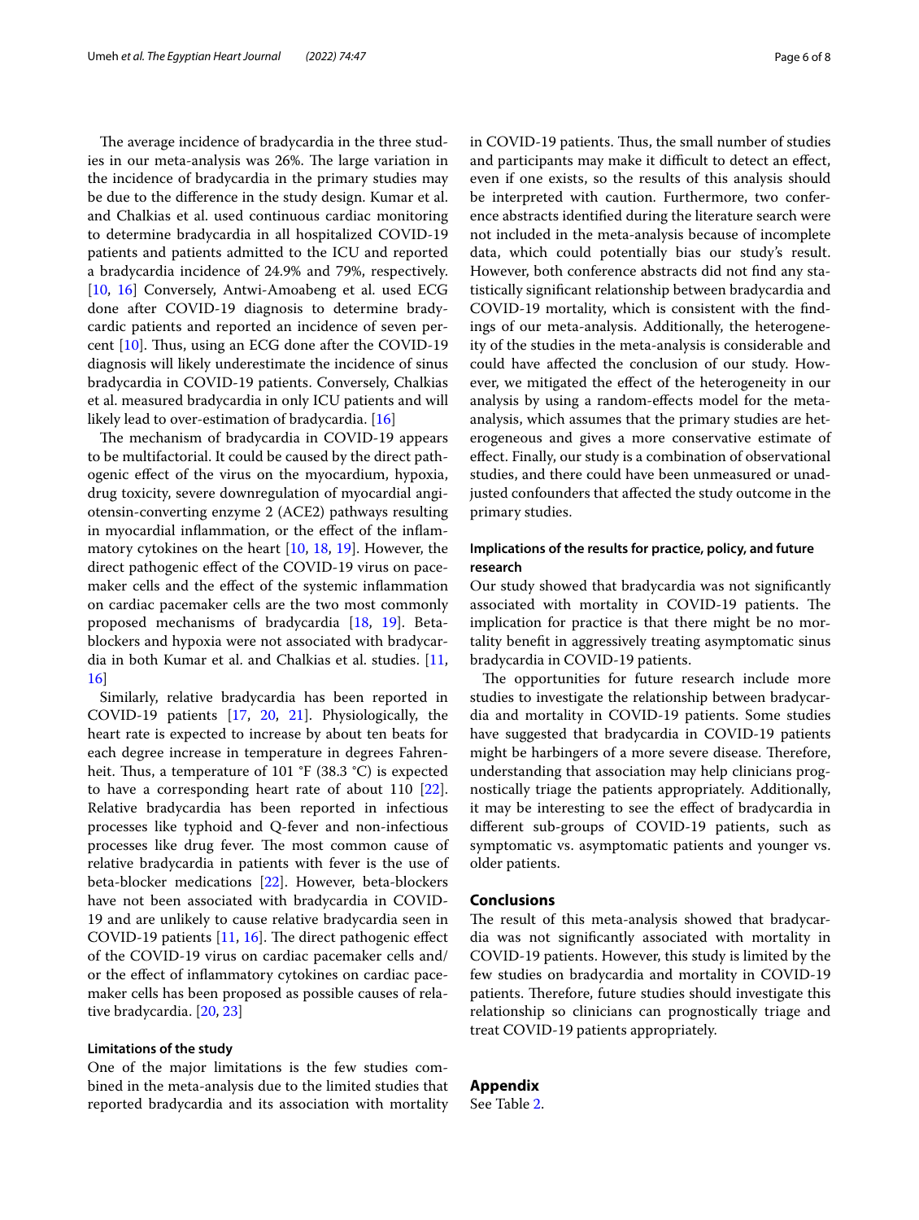The average incidence of bradycardia in the three studies in our meta-analysis was 26%. The large variation in the incidence of bradycardia in the primary studies may be due to the difference in the study design. Kumar et al. and Chalkias et al. used continuous cardiac monitoring to determine bradycardia in all hospitalized COVID-19 patients and patients admitted to the ICU and reported a bradycardia incidence of 24.9% and 79%, respectively. [10, 16] Conversely, Antwi-Amoabeng et al. used ECG done after COVID-19 diagnosis to determine bradycardic patients and reported an incidence of seven percent [10]. Thus, using an ECG done after the COVID-19 diagnosis will likely underestimate the incidence of sinus bradycardia in COVID-19 patients. Conversely, Chalkias et al. measured bradycardia in only ICU patients and will likely lead to over-estimation of bradycardia. [16]

The mechanism of bradycardia in COVID-19 appears to be multifactorial. It could be caused by the direct pathogenic effect of the virus on the myocardium, hypoxia, drug toxicity, severe downregulation of myocardial angiotensin-converting enzyme 2 (ACE2) pathways resulting in myocardial inflammation, or the effect of the inflammatory cytokines on the heart [10, 18, 19]. However, the direct pathogenic effect of the COVID-19 virus on pacemaker cells and the effect of the systemic inflammation on cardiac pacemaker cells are the two most commonly proposed mechanisms of bradycardia [18, 19]. Beta-blockers and hypoxia were not associated with bradycardia in both Kumar et al. and Chalkias et al. studies. [11, 16]

Similarly, relative bradycardia has been reported in COVID-19 patients [17, 20, 21]. Physiologically, the heart rate is expected to increase by about ten beats for each degree increase in temperature in degrees Fahrenheit. Thus, a temperature of 101 °F (38.3 °C) is expected to have a corresponding heart rate of about 110 [22]. Relative bradycardia has been reported in infectious processes like typhoid and Q-fever and non-infectious processes like drug fever. The most common cause of relative bradycardia in patients with fever is the use of beta-blocker medications [22]. However, beta-blockers have not been associated with bradycardia in COVID-19 and are unlikely to cause relative bradycardia seen in COVID-19 patients [11, 16]. The direct pathogenic effect of the COVID-19 virus on cardiac pacemaker cells and/or the effect of inflammatory cytokines on cardiac pacemaker cells has been proposed as possible causes of relative bradycardia. [20, 23]

### Limitations of the study

One of the major limitations is the few studies combined in the meta-analysis due to the limited studies that reported bradycardia and its association with mortality in COVID-19 patients. Thus, the small number of studies and participants may make it difficult to detect an effect, even if one exists, so the results of this analysis should be interpreted with caution. Furthermore, two conference abstracts identified during the literature search were not included in the meta-analysis because of incomplete data, which could potentially bias our study's result. However, both conference abstracts did not find any statistically significant relationship between bradycardia and COVID-19 mortality, which is consistent with the findings of our meta-analysis. Additionally, the heterogeneity of the studies in the meta-analysis is considerable and could have affected the conclusion of our study. However, we mitigated the effect of the heterogeneity in our analysis by using a random-effects model for the meta-analysis, which assumes that the primary studies are heterogeneous and gives a more conservative estimate of effect. Finally, our study is a combination of observational studies, and there could have been unmeasured or unadjusted confounders that affected the study outcome in the primary studies.

### Implications of the results for practice, policy, and future research

Our study showed that bradycardia was not significantly associated with mortality in COVID-19 patients. The implication for practice is that there might be no mortality benefit in aggressively treating asymptomatic sinus bradycardia in COVID-19 patients.

The opportunities for future research include more studies to investigate the relationship between bradycardia and mortality in COVID-19 patients. Some studies have suggested that bradycardia in COVID-19 patients might be harbingers of a more severe disease. Therefore, understanding that association may help clinicians prognostically triage the patients appropriately. Additionally, it may be interesting to see the effect of bradycardia in different sub-groups of COVID-19 patients, such as symptomatic vs. asymptomatic patients and younger vs. older patients.

## Conclusions

The result of this meta-analysis showed that bradycardia was not significantly associated with mortality in COVID-19 patients. However, this study is limited by the few studies on bradycardia and mortality in COVID-19 patients. Therefore, future studies should investigate this relationship so clinicians can prognostically triage and treat COVID-19 patients appropriately.

## Appendix

See Table 2.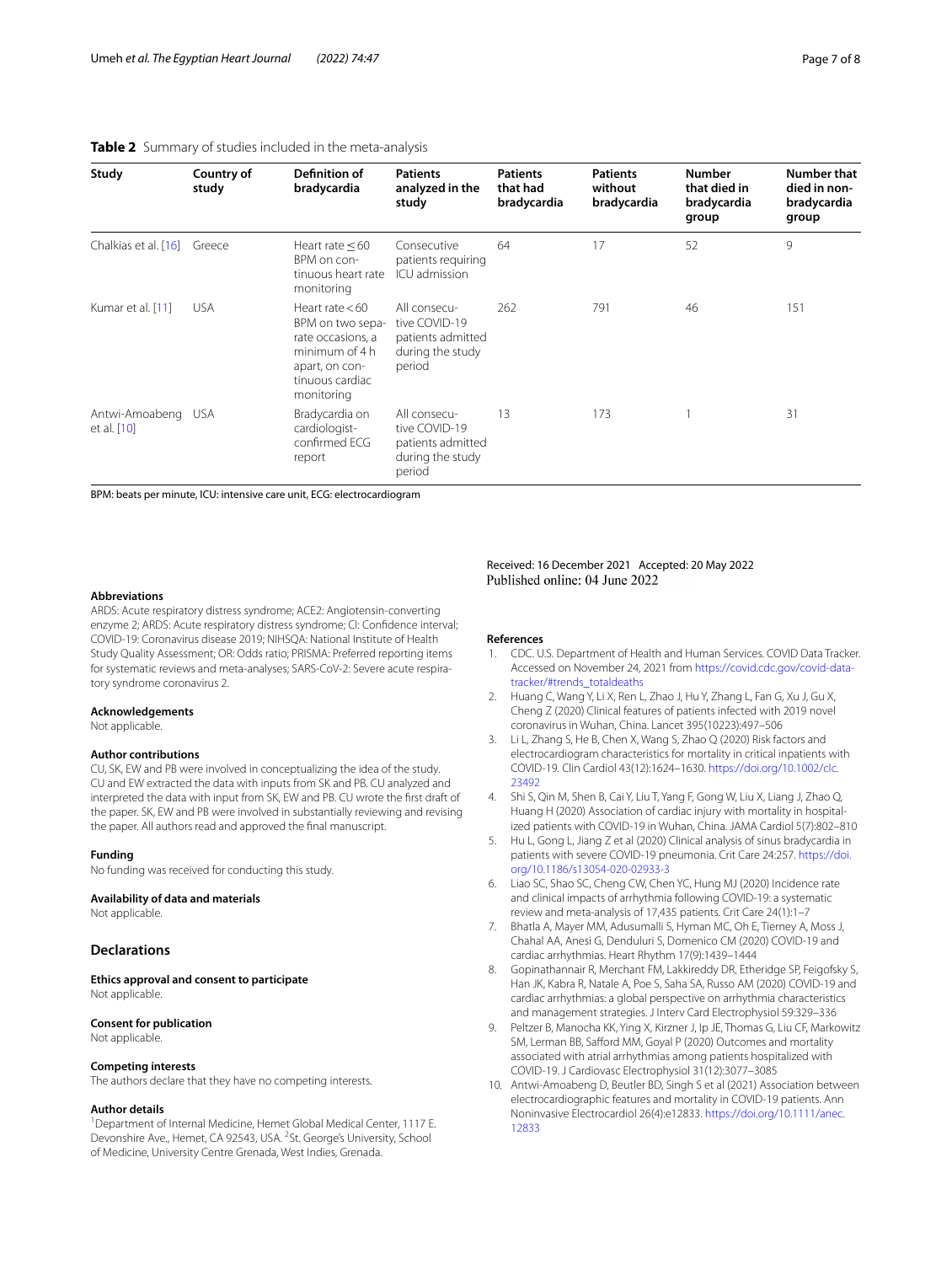**Table 2** Summary of studies included in the meta-analysis

| Study | Country of study | Definition of bradycardia | Patients analyzed in the study | Patients that had bradycardia | Patients without bradycardia | Number that died in bradycardia group | Number that died in non-bradycardia group |
|---|---|---|---|---|---|---|---|
| Chalkias et al. [16] | Greece | Heart rate ≤ 60 BPM on continuous heart rate monitoring | Consecutive patients requiring ICU admission | 64 | 17 | 52 | 9 |
| Kumar et al. [11] | USA | Heart rate < 60 BPM on two separate occasions, a minimum of 4 h apart, on continuous cardiac monitoring | All consecutive COVID-19 patients admitted during the study period | 262 | 791 | 46 | 151 |
| Antwi-Amoabeng et al. [10] | USA | Bradycardia on cardiologist-confirmed ECG report | All consecutive COVID-19 patients admitted during the study period | 13 | 173 | 1 | 31 |

BPM: beats per minute, ICU: intensive care unit, ECG: electrocardiogram

### Abbreviations

ARDS: Acute respiratory distress syndrome; ACE2: Angiotensin-converting enzyme 2; ARDS: Acute respiratory distress syndrome; CI: Confidence interval; COVID-19: Coronavirus disease 2019; NIHSQA: National Institute of Health Study Quality Assessment; OR: Odds ratio; PRISMA: Preferred reporting items for systematic reviews and meta-analyses; SARS-CoV-2: Severe acute respiratory syndrome coronavirus 2.

### Acknowledgements

Not applicable.

### Author contributions

CU, SK, EW and PB were involved in conceptualizing the idea of the study. CU and EW extracted the data with inputs from SK and PB. CU analyzed and interpreted the data with input from SK, EW and PB. CU wrote the first draft of the paper. SK, EW and PB were involved in substantially reviewing and revising the paper. All authors read and approved the final manuscript.

### Funding

No funding was received for conducting this study.

### Availability of data and materials

Not applicable.

## Declarations

### Ethics approval and consent to participate

Not applicable.

### Consent for publication

Not applicable.

### Competing interests

The authors declare that they have no competing interests.

### Author details

[1]Department of Internal Medicine, Hemet Global Medical Center, 1117 E. Devonshire Ave., Hemet, CA 92543, USA. [2]St. George's University, School of Medicine, University Centre Grenada, West Indies, Grenada.

Received: 16 December 2021 Accepted: 20 May 2022
Published online: 04 June 2022

### References

1. CDC. U.S. Department of Health and Human Services. COVID Data Tracker. Accessed on November 24, 2021 from https://covid.cdc.gov/covid-data-tracker/#trends_totaldeaths
2. Huang C, Wang Y, Li X, Ren L, Zhao J, Hu Y, Zhang L, Fan G, Xu J, Gu X, Cheng Z (2020) Clinical features of patients infected with 2019 novel coronavirus in Wuhan, China. Lancet 395(10223):497–506
3. Li L, Zhang S, He B, Chen X, Wang S, Zhao Q (2020) Risk factors and electrocardiogram characteristics for mortality in critical inpatients with COVID-19. Clin Cardiol 43(12):1624–1630. https://doi.org/10.1002/clc.23492
4. Shi S, Qin M, Shen B, Cai Y, Liu T, Yang F, Gong W, Liu X, Liang J, Zhao Q, Huang H (2020) Association of cardiac injury with mortality in hospitalized patients with COVID-19 in Wuhan, China. JAMA Cardiol 5(7):802–810
5. Hu L, Gong L, Jiang Z et al (2020) Clinical analysis of sinus bradycardia in patients with severe COVID-19 pneumonia. Crit Care 24:257. https://doi.org/10.1186/s13054-020-02933-3
6. Liao SC, Shao SC, Cheng CW, Chen YC, Hung MJ (2020) Incidence rate and clinical impacts of arrhythmia following COVID-19: a systematic review and meta-analysis of 17,435 patients. Crit Care 24(1):1–7
7. Bhatla A, Mayer MM, Adusumalli S, Hyman MC, Oh E, Tierney A, Moss J, Chahal AA, Anesi G, Denduluri S, Domenico CM (2020) COVID-19 and cardiac arrhythmias. Heart Rhythm 17(9):1439–1444
8. Gopinathannair R, Merchant FM, Lakkireddy DR, Etheridge SP, Feigofsky S, Han JK, Kabra R, Natale A, Poe S, Saha SA, Russo AM (2020) COVID-19 and cardiac arrhythmias: a global perspective on arrhythmia characteristics and management strategies. J Interv Card Electrophysiol 59:329–336
9. Peltzer B, Manocha KK, Ying X, Kirzner J, Ip JE, Thomas G, Liu CF, Markowitz SM, Lerman BB, Safford MM, Goyal P (2020) Outcomes and mortality associated with atrial arrhythmias among patients hospitalized with COVID-19. J Cardiovasc Electrophysiol 31(12):3077–3085
10. Antwi-Amoabeng D, Beutler BD, Singh S et al (2021) Association between electrocardiographic features and mortality in COVID-19 patients. Ann Noninvasive Electrocardiol 26(4):e12833. https://doi.org/10.1111/anec.12833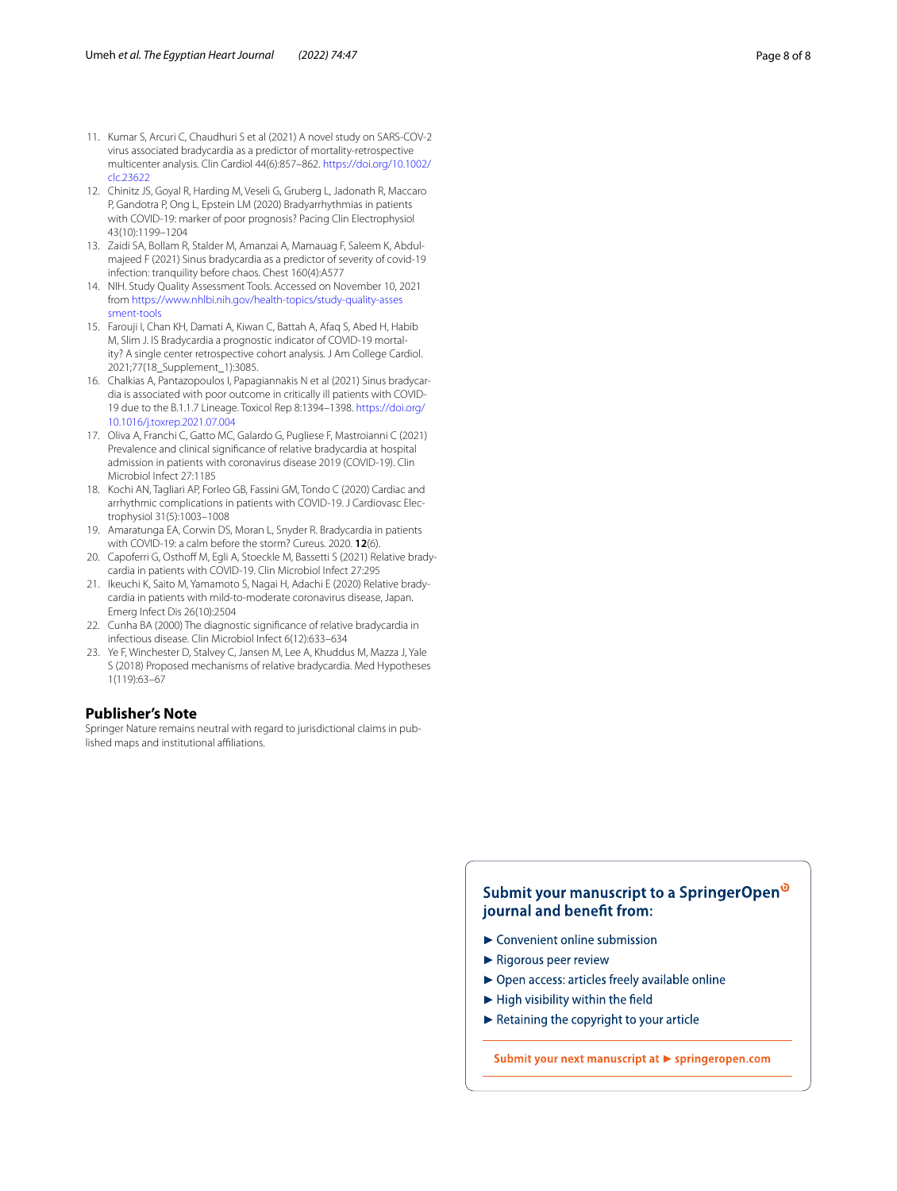11. Kumar S, Arcuri C, Chaudhuri S et al (2021) A novel study on SARS-COV-2 virus associated bradycardia as a predictor of mortality-retrospective multicenter analysis. Clin Cardiol 44(6):857–862. https://doi.org/10.1002/clc.23622
12. Chinitz JS, Goyal R, Harding M, Veseli G, Gruberg L, Jadonath R, Maccaro P, Gandotra P, Ong L, Epstein LM (2020) Bradyarrhythmias in patients with COVID-19: marker of poor prognosis? Pacing Clin Electrophysiol 43(10):1199–1204
13. Zaidi SA, Bollam R, Stalder M, Amanzai A, Mamauag F, Saleem K, Abdulmajeed F (2021) Sinus bradycardia as a predictor of severity of covid-19 infection: tranquility before chaos. Chest 160(4):A577
14. NIH. Study Quality Assessment Tools. Accessed on November 10, 2021 from https://www.nhlbi.nih.gov/health-topics/study-quality-assessment-tools
15. Farouji I, Chan KH, Damati A, Kiwan C, Battah A, Afaq S, Abed H, Habib M, Slim J. IS Bradycardia a prognostic indicator of COVID-19 mortality? A single center retrospective cohort analysis. J Am College Cardiol. 2021;77(18_Supplement_1):3085.
16. Chalkias A, Pantazopoulos I, Papagiannakis N et al (2021) Sinus bradycardia is associated with poor outcome in critically ill patients with COVID-19 due to the B.1.1.7 Lineage. Toxicol Rep 8:1394–1398. https://doi.org/10.1016/j.toxrep.2021.07.004
17. Oliva A, Franchi C, Gatto MC, Galardo G, Pugliese F, Mastroianni C (2021) Prevalence and clinical significance of relative bradycardia at hospital admission in patients with coronavirus disease 2019 (COVID-19). Clin Microbiol Infect 27:1185
18. Kochi AN, Tagliari AP, Forleo GB, Fassini GM, Tondo C (2020) Cardiac and arrhythmic complications in patients with COVID-19. J Cardiovasc Electrophysiol 31(5):1003–1008
19. Amaratunga EA, Corwin DS, Moran L, Snyder R. Bradycardia in patients with COVID-19: a calm before the storm? Cureus. 2020. **12**(6).
20. Capoferri G, Osthoff M, Egli A, Stoeckle M, Bassetti S (2021) Relative bradycardia in patients with COVID-19. Clin Microbiol Infect 27:295
21. Ikeuchi K, Saito M, Yamamoto S, Nagai H, Adachi E (2020) Relative bradycardia in patients with mild-to-moderate coronavirus disease, Japan. Emerg Infect Dis 26(10):2504
22. Cunha BA (2000) The diagnostic significance of relative bradycardia in infectious disease. Clin Microbiol Infect 6(12):633–634
23. Ye F, Winchester D, Stalvey C, Jansen M, Lee A, Khuddus M, Mazza J, Yale S (2018) Proposed mechanisms of relative bradycardia. Med Hypotheses 1(119):63–67

## Publisher's Note

Springer Nature remains neutral with regard to jurisdictional claims in published maps and institutional affiliations.